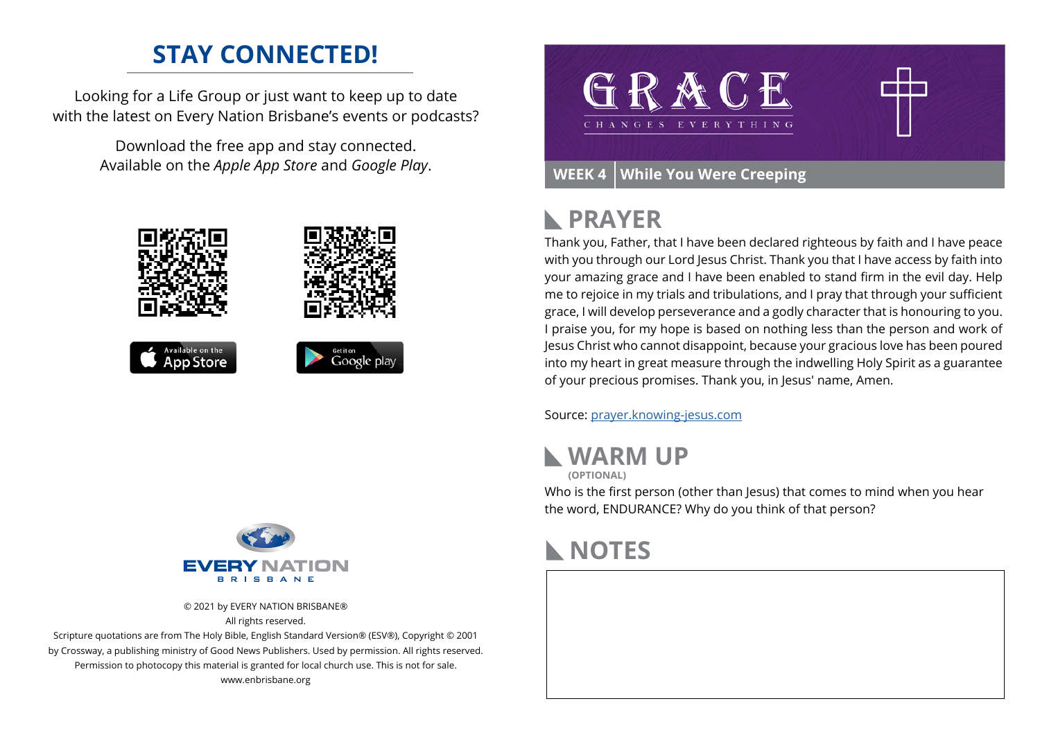## STAY CONNECTED!

Looking for a Life Group or just want to keep up to date with the latest on Every Nation Brisbane's events or podcasts?

Download the free app and stay connected. Available on the *Apple App Store* and *Google Play*.

© 2021 by EVERY NATION BRISBANE®
All rights reserved.
Scripture quotations are from The Holy Bible, English Standard Version® (ESV®), Copyright © 2001 by Crossway, a publishing ministry of Good News Publishers. Used by permission. All rights reserved.
Permission to photocopy this material is granted for local church use. This is not for sale.
www.enbrisbane.org

# GRACE
CHANGES EVERYTHING

**WEEK 4** | **While You Were Creeping**

## PRAYER

Thank you, Father, that I have been declared righteous by faith and I have peace with you through our Lord Jesus Christ. Thank you that I have access by faith into your amazing grace and I have been enabled to stand firm in the evil day. Help me to rejoice in my trials and tribulations, and I pray that through your sufficient grace, I will develop perseverance and a godly character that is honouring to you. I praise you, for my hope is based on nothing less than the person and work of Jesus Christ who cannot disappoint, because your gracious love has been poured into my heart in great measure through the indwelling Holy Spirit as a guarantee of your precious promises. Thank you, in Jesus' name, Amen.

Source: prayer.knowing-jesus.com

## WARM UP
**(OPTIONAL)**

Who is the first person (other than Jesus) that comes to mind when you hear the word, ENDURANCE? Why do you think of that person?

## NOTES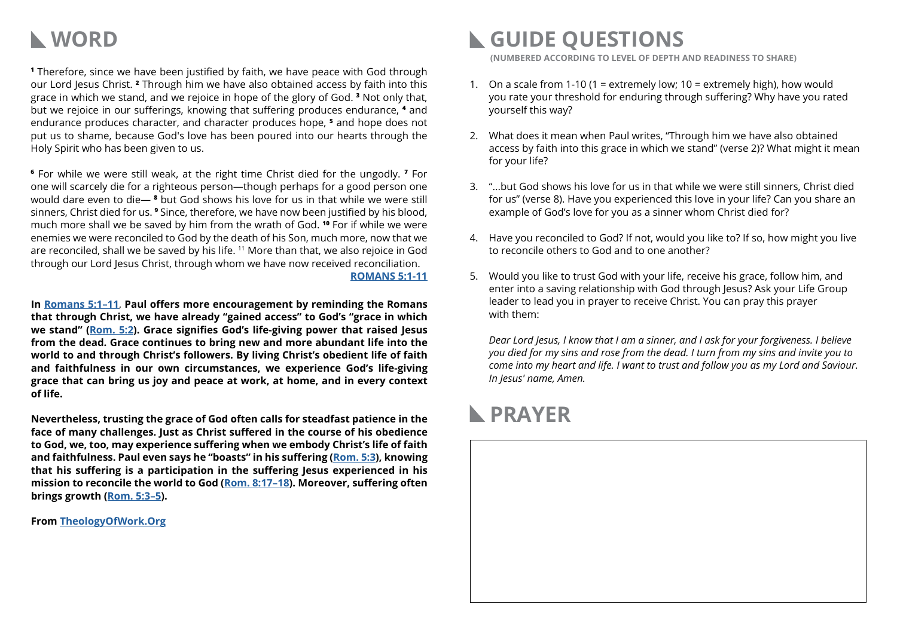## WORD

[1] Therefore, since we have been justified by faith, we have peace with God through our Lord Jesus Christ. [2] Through him we have also obtained access by faith into this grace in which we stand, and we rejoice in hope of the glory of God. [3] Not only that, but we rejoice in our sufferings, knowing that suffering produces endurance, [4] and endurance produces character, and character produces hope, [5] and hope does not put us to shame, because God's love has been poured into our hearts through the Holy Spirit who has been given to us.

[6] For while we were still weak, at the right time Christ died for the ungodly. [7] For one will scarcely die for a righteous person—though perhaps for a good person one would dare even to die— [8] but God shows his love for us in that while we were still sinners, Christ died for us. [9] Since, therefore, we have now been justified by his blood, much more shall we be saved by him from the wrath of God. [10] For if while we were enemies we were reconciled to God by the death of his Son, much more, now that we are reconciled, shall we be saved by his life. [11] More than that, we also rejoice in God through our Lord Jesus Christ, through whom we have now received reconciliation.

**ROMANS 5:1-11**

**In Romans 5:1–11, Paul offers more encouragement by reminding the Romans that through Christ, we have already "gained access" to God's "grace in which we stand" (Rom. 5:2). Grace signifies God's life-giving power that raised Jesus from the dead. Grace continues to bring new and more abundant life into the world to and through Christ's followers. By living Christ's obedient life of faith and faithfulness in our own circumstances, we experience God's life-giving grace that can bring us joy and peace at work, at home, and in every context of life.**

**Nevertheless, trusting the grace of God often calls for steadfast patience in the face of many challenges. Just as Christ suffered in the course of his obedience to God, we, too, may experience suffering when we embody Christ's life of faith and faithfulness. Paul even says he "boasts" in his suffering (Rom. 5:3), knowing that his suffering is a participation in the suffering Jesus experienced in his mission to reconcile the world to God (Rom. 8:17–18). Moreover, suffering often brings growth (Rom. 5:3–5).**

**From TheologyOfWork.Org**

## GUIDE QUESTIONS

**(NUMBERED ACCORDING TO LEVEL OF DEPTH AND READINESS TO SHARE)**

1. On a scale from 1-10 (1 = extremely low; 10 = extremely high), how would you rate your threshold for enduring through suffering? Why have you rated yourself this way?

2. What does it mean when Paul writes, "Through him we have also obtained access by faith into this grace in which we stand" (verse 2)? What might it mean for your life?

3. "...but God shows his love for us in that while we were still sinners, Christ died for us" (verse 8). Have you experienced this love in your life? Can you share an example of God's love for you as a sinner whom Christ died for?

4. Have you reconciled to God? If not, would you like to? If so, how might you live to reconcile others to God and to one another?

5. Would you like to trust God with your life, receive his grace, follow him, and enter into a saving relationship with God through Jesus? Ask your Life Group leader to lead you in prayer to receive Christ. You can pray this prayer with them:

   *Dear Lord Jesus, I know that I am a sinner, and I ask for your forgiveness. I believe you died for my sins and rose from the dead. I turn from my sins and invite you to come into my heart and life. I want to trust and follow you as my Lord and Saviour. In Jesus' name, Amen.*

## PRAYER